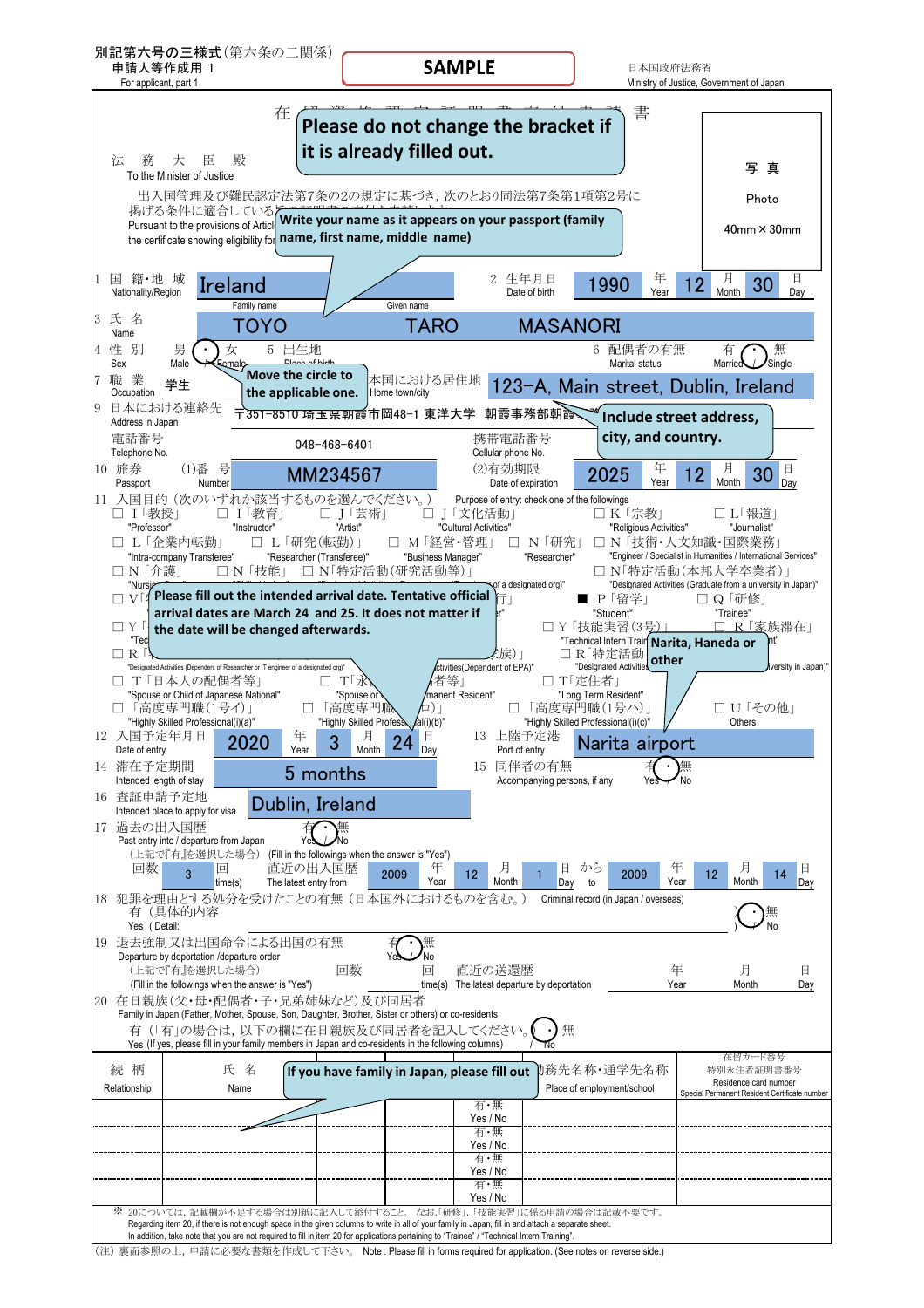別記第六号の三様式（第六条の二関係）
申請人等作成用 1
For applicant, part 1

**SAMPLE**

日本国政府法務省
Ministry of Justice, Government of Japan

# 在留資格認定証明書交付申請書

**Please do not change the bracket if it is already filled out.**

法務大臣殿
To the Minister of Justice

写真
Photo
40mm × 30mm

出入国管理及び難民認定法第7条の2の規定に基づき，次のとおり同法第7条第1項第2号に掲げる条件に適合している旨の証明書の交付を申請します。
Pursuant to the provisions of Article ... the certificate showing eligibility for ...

**Write your name as it appears on your passport (family name, first name, middle name)**

1 国籍・地域 Nationality/Region: Ireland
2 生年月日 Date of birth: 1990 年 Year 12 月 Month 30 日 Day

3 氏名 Name: Family name TOYO / Given name TARO MASANORI

4 性別 Sex: 男 Male (○) / 女 Female
5 出生地 Place of birth
6 配偶者の有無 Marital status: 有 Married / 無 Single (○)

**Move the circle to the applicable one.**

7 職業 Occupation: 学生
8 本国における居住地 Home town/city: 123-A, Main street, Dublin, Ireland

**Include street address, city, and country.**

9 日本における連絡先 Address in Japan: 〒351-8510 埼玉県朝霞市岡48-1 東洋大学 朝霞事務部朝霞...
電話番号 Telephone No.: 048-468-6401
携帯電話番号 Cellular phone No.:

10 旅券 Passport (1)番号 Number: MM234567 (2)有効期限 Date of expiration: 2025 年 Year 12 月 Month 30 日 Day

11 入国目的（次のいずれか該当するものを選んでください。） Purpose of entry: check one of the followings

- □ I「教授」 "Professor"
- □ I「教育」 "Instructor"
- □ J「芸術」 "Artist"
- □ J「文化活動」 "Cultural Activities"
- □ K「宗教」 "Religious Activities"
- □ L「報道」 "Journalist"
- □ L「企業内転勤」 "Intra-company Transferee"
- □ L「研究（転勤）」 "Researcher (Transferee)"
- □ M「経営・管理」 "Business Manager"
- □ N「研究」 "Researcher"
- □ N「技術・人文知識・国際業務」 "Engineer / Specialist in Humanities / International Services"
- □ N「介護」 "Nursing Care"
- □ N「技能」
- □ N「特定活動（研究活動等）」 ...of a designated org)"
- □ N「特定活動（本邦大学卒業者）」 "Designated Activities (Graduate from a university in Japan)"
- □ V「...」
- ■ P「留学」 "Student"
- □ Q「研修」 "Trainee"
- □ Y「...」 "Tec..."
- □ Y「技能実習（3号）」 "Technical Intern Training..."
- □ R「家族滞在」
- □ R「...」 "Designated Activities (Dependent of Researcher or IT engineer of a designated org)"
- □ R「...族)」 ...ctivities(Dependent of EPA)"
- □ R「特定活動」 "Designated Activities..."
- □ T「日本人の配偶者等」 "Spouse or Child of Japanese National"
- □ T「永...者等」 "Spouse or ... manent Resident"
- □ T「定住者」 "Long Term Resident"
- □「高度専門職（1号イ）」 "Highly Skilled Professional(i)(a)"
- □「高度専門職（1号ロ）」 "Highly Skilled Professional(i)(b)"
- □「高度専門職（1号ハ）」 "Highly Skilled Professional(i)(c)"
- □ U「その他」 Others

**Please fill out the intended arrival date. Tentative official arrival dates are March 24 and 25. It does not matter if the date will be changed afterwards.**

**Narita, Haneda or other**

12 入国予定年月日 Date of entry: 2020 年 Year 3 月 Month 24 日 Day
13 上陸予定港 Port of entry: Narita airport

14 滞在予定期間 Intended length of stay: 5 months
15 同伴者の有無 Accompanying persons, if any: 有 Yes / 無 No (○)

16 査証申請予定地 Intended place to apply for visa: Dublin, Ireland

17 過去の出入国歴 Past entry into / departure from Japan: 有 Yes (○) / 無 No
（上記で『有』を選択した場合） (Fill in the followings when the answer is "Yes")
回数 3 回 time(s)　直近の出入国歴 The latest entry from 2009 年 Year 12 月 Month 1 日 Day から to 2009 年 Year 12 月 Month 14 日 Day

18 犯罪を理由とする処分を受けたことの有無（日本国外におけるものを含む。） Criminal record (in Japan / overseas)
有（具体的内容 Yes ( Detail: ) / 無 No (○)

19 退去強制又は出国命令による出国の有無 Departure by deportation /departure order: 有 Yes / 無 No (○)
（上記で『有』を選択した場合） (Fill in the followings when the answer is "Yes")
回数 回 time(s)　直近の送還歴 The latest departure by deportation 年 Year 月 Month 日 Day

20 在日親族（父・母・配偶者・子・兄弟姉妹など）及び同居者 Family in Japan (Father, Mother, Spouse, Son, Daughter, Brother, Sister or others) or co-residents
有（「有」の場合は，以下の欄に在日親族及び同居者を記入してください。）・無
Yes (If yes, please fill in your family members in Japan and co-residents in the following columns) / No (○)

**If you have family in Japan, please fill out**

| 続柄 Relationship | 氏名 Name | 生年月日 Date of birth | 国籍・地域 Nationality/Region | 同居予定 Intended to reside with applicant or not | 勤務先名称・通学先名称 Place of employment/school | 在留カード番号 特別永住者証明書番号 Residence card number Special Permanent Resident Certificate number |
|---|---|---|---|---|---|---|
| | | | | 有・無 Yes / No | | |
| | | | | 有・無 Yes / No | | |
| | | | | 有・無 Yes / No | | |
| | | | | 有・無 Yes / No | | |

※ 20については，記載欄が不足する場合は別紙に記入して添付すること。 なお，「研修」，「技能実習」に係る申請の場合は記載不要です。
Regarding item 20, if there is not enough space in the given columns to write in all of your family in Japan, fill in and attach a separate sheet.
In addition, take note that you are not required to fill in item 20 for applications pertaining to "Trainee" / "Technical Intern Training".

（注）裏面参照の上，申請に必要な書類を作成して下さい。 Note : Please fill in forms required for application. (See notes on reverse side.)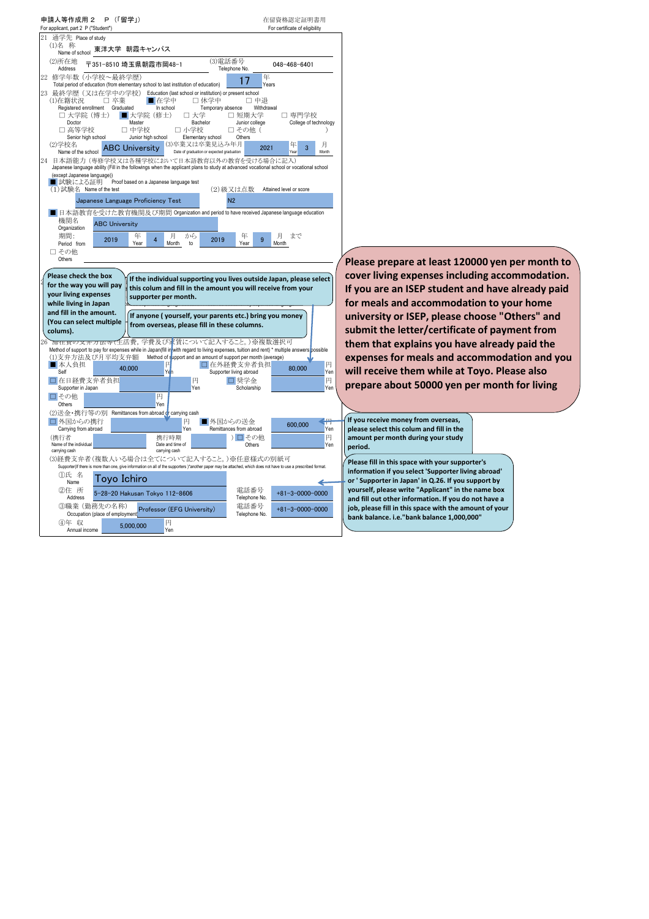申請人等作成用 2　P（「留学」）　For applicant, part 2 P ("Student")

在留資格認定証明書用　For certificate of eligibility

**21 通学先 Place of study**

- (1)名称 Name of school: 東洋大学 朝霞キャンパス
- (2)所在地 Address: 〒351-8510 埼玉県朝霞市岡48-1
- (3)電話番号 Telephone No.: 048-468-6401

**22 修学年数（小学校～最終学歴）** Total period of education (from elementary school to last institution of education): 17 年 Years

**23 最終学歴（又は在学中の学校）** Education (last school or institution) or present school

- (1)在籍状況 Registered enrollment: □ 卒業 Graduated　■ 在学中 In school　□ 休学中 Temporary absence　□ 中退 Withdrawal
- □ 大学院（博士） Doctor　■ 大学院（修士） Master　□ 大学 Bachelor　□ 短期大学 Junior college　□ 専門学校 College of technology
- □ 高等学校 Senior high school　□ 中学校 Junior high school　□ 小学校 Elementary school　□ その他（　　） Others
- (2)学校名 Name of the school: ABC University
- (3)卒業又は卒業見込み年月 Date of graduation or expected graduation: 2021 年 Year 3 月 Month

**24 日本語能力（専修学校又は各種学校において日本語教育以外の教育を受ける場合に記入）** Japanese language ability (Fill in the followings when the applicant plans to study at advanced vocational school or vocational school (except Japanese language))

■ 試験による証明 Proof based on a Japanese language test

- (1)試験名 Name of the test: Japanese Language Proficiency Test
- (2)級又は点数 Attained level or score: N2

■ 日本語教育を受けた教育機関及び期間 Organization and period to have received Japanese language education

- 機関名 Organization: ABC University
- 期間: Period from 2019 年 Year 4 月 Month から to 2019 年 Year 9 月 Month まで

□ その他 Others

**26 滞在費の支弁方法等（生活費，学費及び家賃について記入すること。）※複数選択可** Method of support to pay for expenses while in Japan (fill in with regard to living expenses, tuition and rent) * multiple answers possible

(1)支弁方法及び月平均支弁額 Method of support and an amount of support per month (average)

| 項目 | 金額 | 項目 | 金額 |
|---|---|---|---|
| ■ 本人負担 Self | 40,000 円 Yen | □ 在外経費支弁者負担 Supporter living abroad | 80,000 円 Yen |
| □ 在日経費支弁者負担 Supporter in Japan | 円 Yen | □ 奨学金 Scholarship | 円 Yen |
| □ その他 Others | 円 Yen | | |

(2)送金・携行等の別 Remittances from abroad or carrying cash

| 項目 | 金額 | 項目 | 金額 |
|---|---|---|---|
| □ 外国からの携行 Carrying from abroad | 円 Yen | ■ 外国からの送金 Remittances from abroad | 600,000 円 Yen |
| （携行者 Name of the individual carrying cash | 携行時期 Date and time of carrying cash | ）□ その他 Others | 円 Yen |

(3)経費支弁者（複数人いる場合は全てについて記入すること。）※任意様式の別紙可 Supporter (If there is more than one, give information on all of the supporters) *another paper may be attached, which does not have to use a prescribed format.

- ①氏名 Name: Toyo Ichiro
- ②住所 Address: 5-28-20 Hakusan Tokyo 112-8606　電話番号 Telephone No.: +81-3-0000-0000
- ③職業（勤務先の名称） Occupation (place of employment): Professor (EFG University)　電話番号 Telephone No.: +81-3-0000-0000
- ④年収 Annual income: 5,000,000 円 Yen

---

**Notes:**

- Please check the box for the way you will pay your living expenses while living in Japan and fill in the amount. (You can select multiple colums).
- If the individual supporting you lives outside Japan, please select this colum and fill in the amount you will receive from your supporter per month.
- If anyone ( yourself, your parents etc.) bring you money from overseas, please fill in these columns.
- Please prepare at least 120000 yen per month to cover living expenses including accommodation. If you are an ISEP student and have already paid for meals and accommodation to your home university or ISEP, please choose "Others" and submit the letter/certificate of payment from them that explains you have already paid the expenses for meals and accommodation and you will receive them while at Toyo. Please also prepare about 50000 yen per month for living
- If you receive money from overseas, please select this colum and fill in the amount per month during your study period.
- Please fill in this space with your supporter's information if you select 'Supporter living abroad' or ' Supporter in Japan' in Q.26. If you support by yourself, please write "Applicant" in the name box and fill out other information. If you do not have a job, please fill in this space with the amount of your bank balance. i.e."bank balance 1,000,000"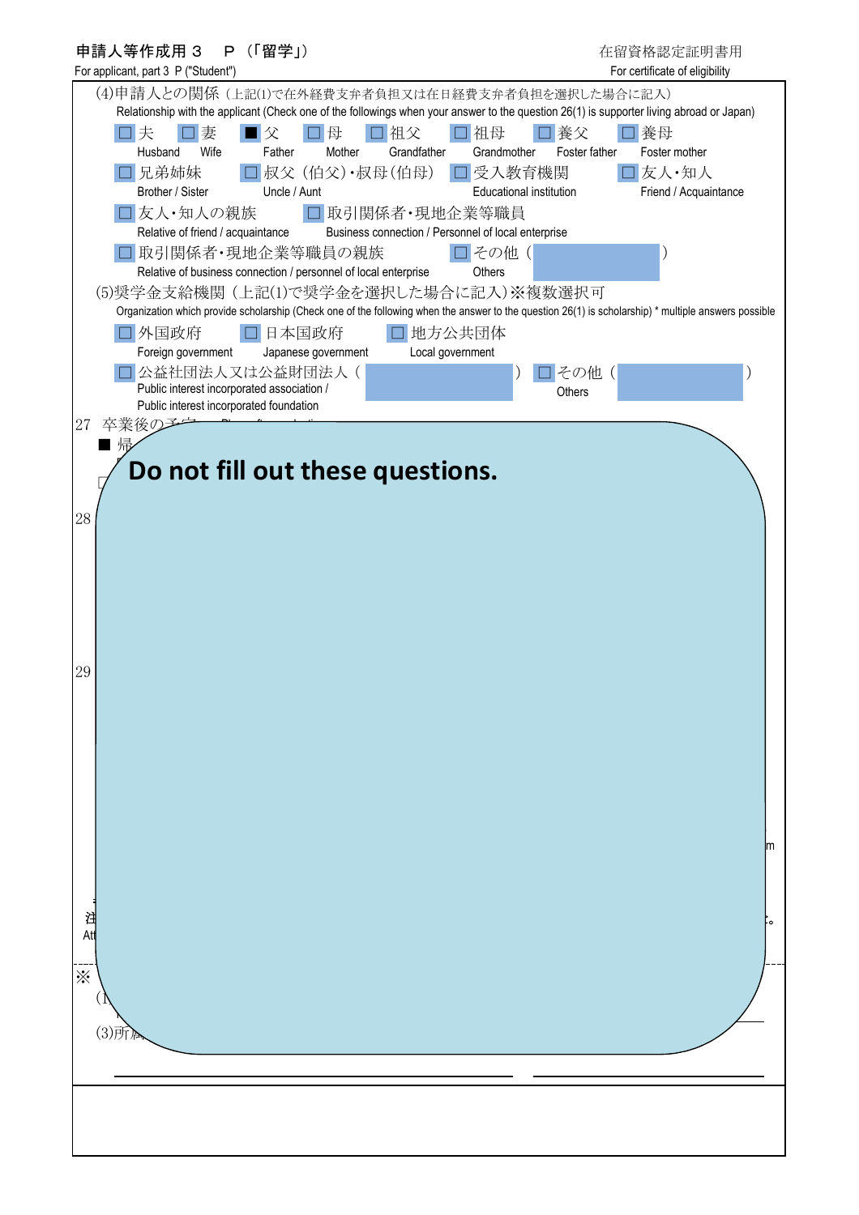申請人等作成用３　P（「留学」）
For applicant, part 3 P ("Student")

在留資格認定証明書用
For certificate of eligibility

(4)申請人との関係（上記(1)で在外経費支弁者負担又は在日経費支弁者負担を選択した場合に記入）
Relationship with the applicant (Check one of the followings when your answer to the question 26(1) is supporter living abroad or Japan)

- ☐ 夫 Husband
- ☐ 妻 Wife
- ■ 父 Father
- ☐ 母 Mother
- ☐ 祖父 Grandfather
- ☐ 祖母 Grandmother
- ☐ 養父 Foster father
- ☐ 養母 Foster mother
- ☐ 兄弟姉妹 Brother / Sister
- ☐ 叔父（伯父）・叔母（伯母） Uncle / Aunt
- ☐ 受入教育機関 Educational institution
- ☐ 友人・知人 Friend / Acquaintance
- ☐ 友人・知人の親族 Relative of friend / acquaintance
- ☐ 取引関係者・現地企業等職員 Business connection / Personnel of local enterprise
- ☐ 取引関係者・現地企業等職員の親族 Relative of business connection / personnel of local enterprise
- ☐ その他（　　　） Others

(5)奨学金支給機関（上記(1)で奨学金を選択した場合に記入）※複数選択可
Organization which provide scholarship (Check one of the following when the answer to the question 26(1) is scholarship) * multiple answers possible

- ☐ 外国政府 Foreign government
- ☐ 日本国政府 Japanese government
- ☐ 地方公共団体 Local government
- ☐ 公益社団法人又は公益財団法人（　　　） Public interest incorporated association / Public interest incorporated foundation
- ☐ その他（　　　） Others

27 卒業後の予定

■ 帰

28

29

**Do not fill out these questions.**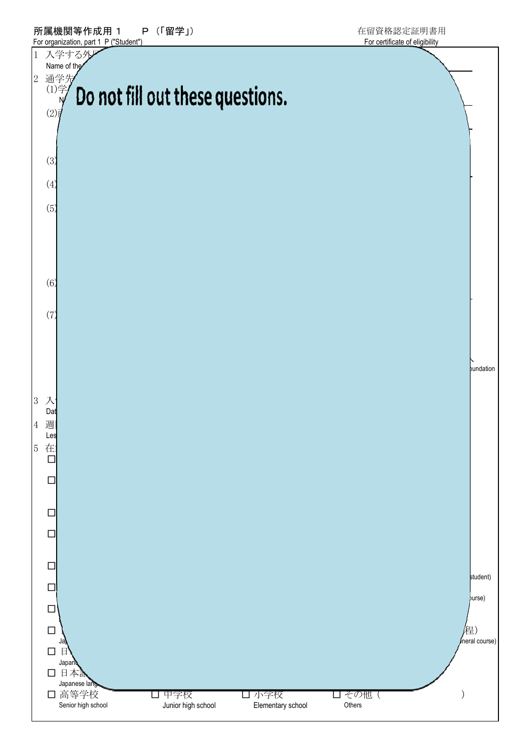所属機関等作成用 1　P（「留学」）
For organization, part 1 P ("Student")

在留資格認定証明書用
For certificate of eligibility

1 入学する外
Name of the

2 通学先
(1)学
N
(2)
(3)
(4)
(5)
(6)
(7)

undation

3 入
Dat

4 週
Les

5 在

Do not fill out these questions.

☐
☐
☐
☐
☐ student)
☐ urse)
☐
☐ 程）
Ja eneral course)
☐ 日
Japan
☐ 日本語
Japanese lang
☐ 高等学校 Senior high school　☐ 中学校 Junior high school　☐ 小学校 Elementary school　☐ その他（　　　　　　） Others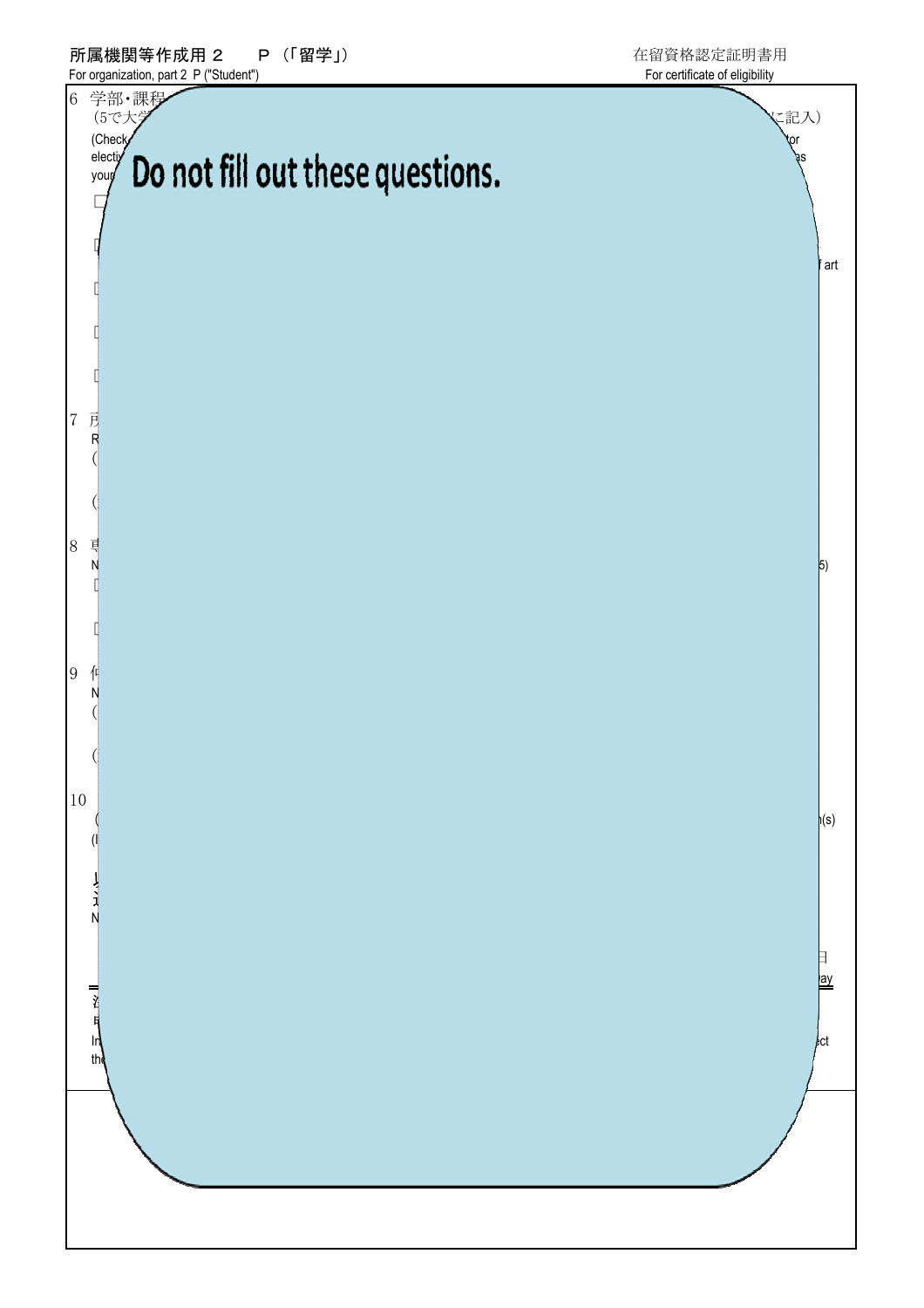所属機関等作成用 2　P（「留学」）
For organization, part 2 P ("Student")

在留資格認定証明書用
For certificate of eligibility

6 学部・課程

（5で大学

(Check

electiv

your

□

□

f art

□

□

□

に記入）

for

as

**Do not fill out these questions.**

7 所

R

(

(

8 専

N

5)

□

□

9 休

N

(

(

10

(

(I

n(s)

よ

え

N

日

Day

注

申

In

ect

the